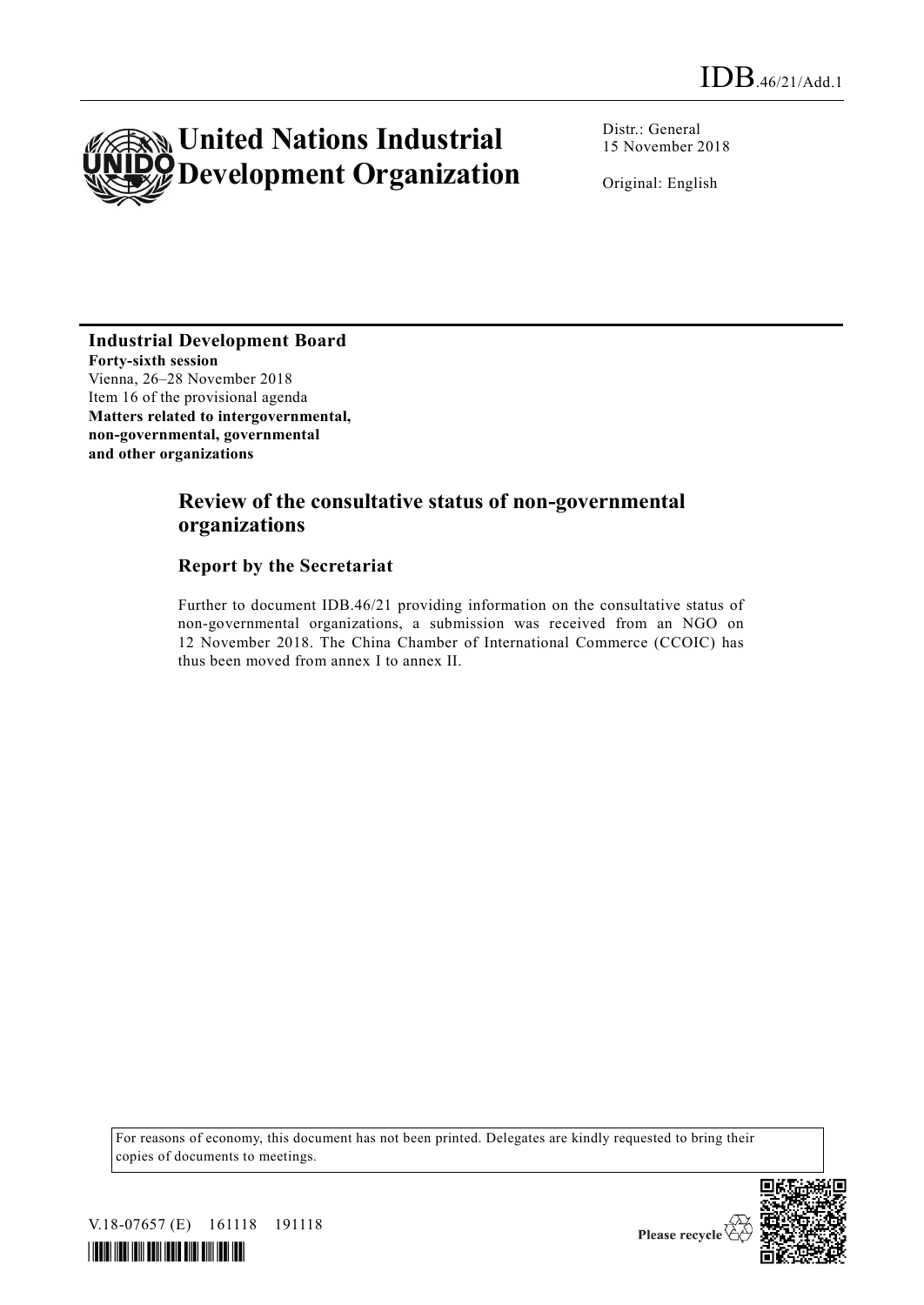IDB.46/21/Add.1

# United Nations Industrial Development Organization

Distr.: General
15 November 2018

Original: English

**Industrial Development Board**
**Forty-sixth session**
Vienna, 26–28 November 2018
Item 16 of the provisional agenda
**Matters related to intergovernmental, non-governmental, governmental and other organizations**

## Review of the consultative status of non-governmental organizations

### Report by the Secretariat

Further to document IDB.46/21 providing information on the consultative status of non-governmental organizations, a submission was received from an NGO on 12 November 2018. The China Chamber of International Commerce (CCOIC) has thus been moved from annex I to annex II.

For reasons of economy, this document has not been printed. Delegates are kindly requested to bring their copies of documents to meetings.

V.18-07657 (E) 161118 191118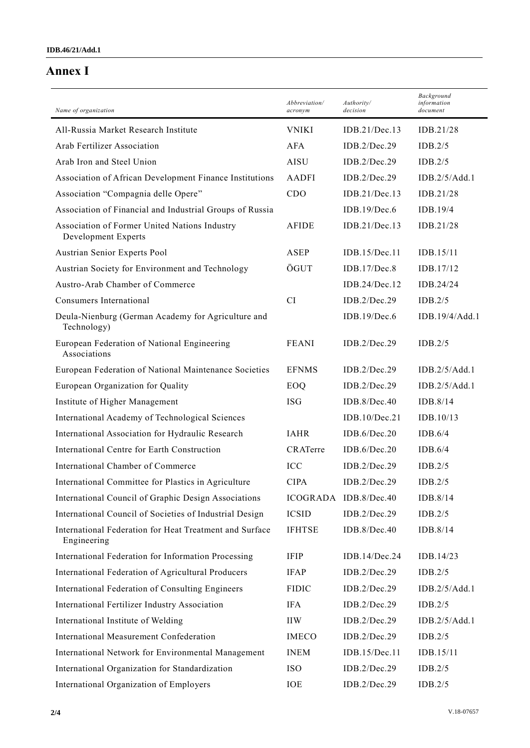# Annex I

| *Name of organization* | *Abbreviation/ acronym* | *Authority/ decision* | *Background information document* |
|---|---|---|---|
| All-Russia Market Research Institute | VNIKI | IDB.21/Dec.13 | IDB.21/28 |
| Arab Fertilizer Association | AFA | IDB.2/Dec.29 | IDB.2/5 |
| Arab Iron and Steel Union | AISU | IDB.2/Dec.29 | IDB.2/5 |
| Association of African Development Finance Institutions | AADFI | IDB.2/Dec.29 | IDB.2/5/Add.1 |
| Association "Compagnia delle Opere" | CDO | IDB.21/Dec.13 | IDB.21/28 |
| Association of Financial and Industrial Groups of Russia | | IDB.19/Dec.6 | IDB.19/4 |
| Association of Former United Nations Industry Development Experts | AFIDE | IDB.21/Dec.13 | IDB.21/28 |
| Austrian Senior Experts Pool | ASEP | IDB.15/Dec.11 | IDB.15/11 |
| Austrian Society for Environment and Technology | ÖGUT | IDB.17/Dec.8 | IDB.17/12 |
| Austro-Arab Chamber of Commerce | | IDB.24/Dec.12 | IDB.24/24 |
| Consumers International | CI | IDB.2/Dec.29 | IDB.2/5 |
| Deula-Nienburg (German Academy for Agriculture and Technology) | | IDB.19/Dec.6 | IDB.19/4/Add.1 |
| European Federation of National Engineering Associations | FEANI | IDB.2/Dec.29 | IDB.2/5 |
| European Federation of National Maintenance Societies | EFNMS | IDB.2/Dec.29 | IDB.2/5/Add.1 |
| European Organization for Quality | EOQ | IDB.2/Dec.29 | IDB.2/5/Add.1 |
| Institute of Higher Management | ISG | IDB.8/Dec.40 | IDB.8/14 |
| International Academy of Technological Sciences | | IDB.10/Dec.21 | IDB.10/13 |
| International Association for Hydraulic Research | IAHR | IDB.6/Dec.20 | IDB.6/4 |
| International Centre for Earth Construction | CRATerre | IDB.6/Dec.20 | IDB.6/4 |
| International Chamber of Commerce | ICC | IDB.2/Dec.29 | IDB.2/5 |
| International Committee for Plastics in Agriculture | CIPA | IDB.2/Dec.29 | IDB.2/5 |
| International Council of Graphic Design Associations | ICOGRADA | IDB.8/Dec.40 | IDB.8/14 |
| International Council of Societies of Industrial Design | ICSID | IDB.2/Dec.29 | IDB.2/5 |
| International Federation for Heat Treatment and Surface Engineering | IFHTSE | IDB.8/Dec.40 | IDB.8/14 |
| International Federation for Information Processing | IFIP | IDB.14/Dec.24 | IDB.14/23 |
| International Federation of Agricultural Producers | IFAP | IDB.2/Dec.29 | IDB.2/5 |
| International Federation of Consulting Engineers | FIDIC | IDB.2/Dec.29 | IDB.2/5/Add.1 |
| International Fertilizer Industry Association | IFA | IDB.2/Dec.29 | IDB.2/5 |
| International Institute of Welding | IIW | IDB.2/Dec.29 | IDB.2/5/Add.1 |
| International Measurement Confederation | IMECO | IDB.2/Dec.29 | IDB.2/5 |
| International Network for Environmental Management | INEM | IDB.15/Dec.11 | IDB.15/11 |
| International Organization for Standardization | ISO | IDB.2/Dec.29 | IDB.2/5 |
| International Organization of Employers | IOE | IDB.2/Dec.29 | IDB.2/5 |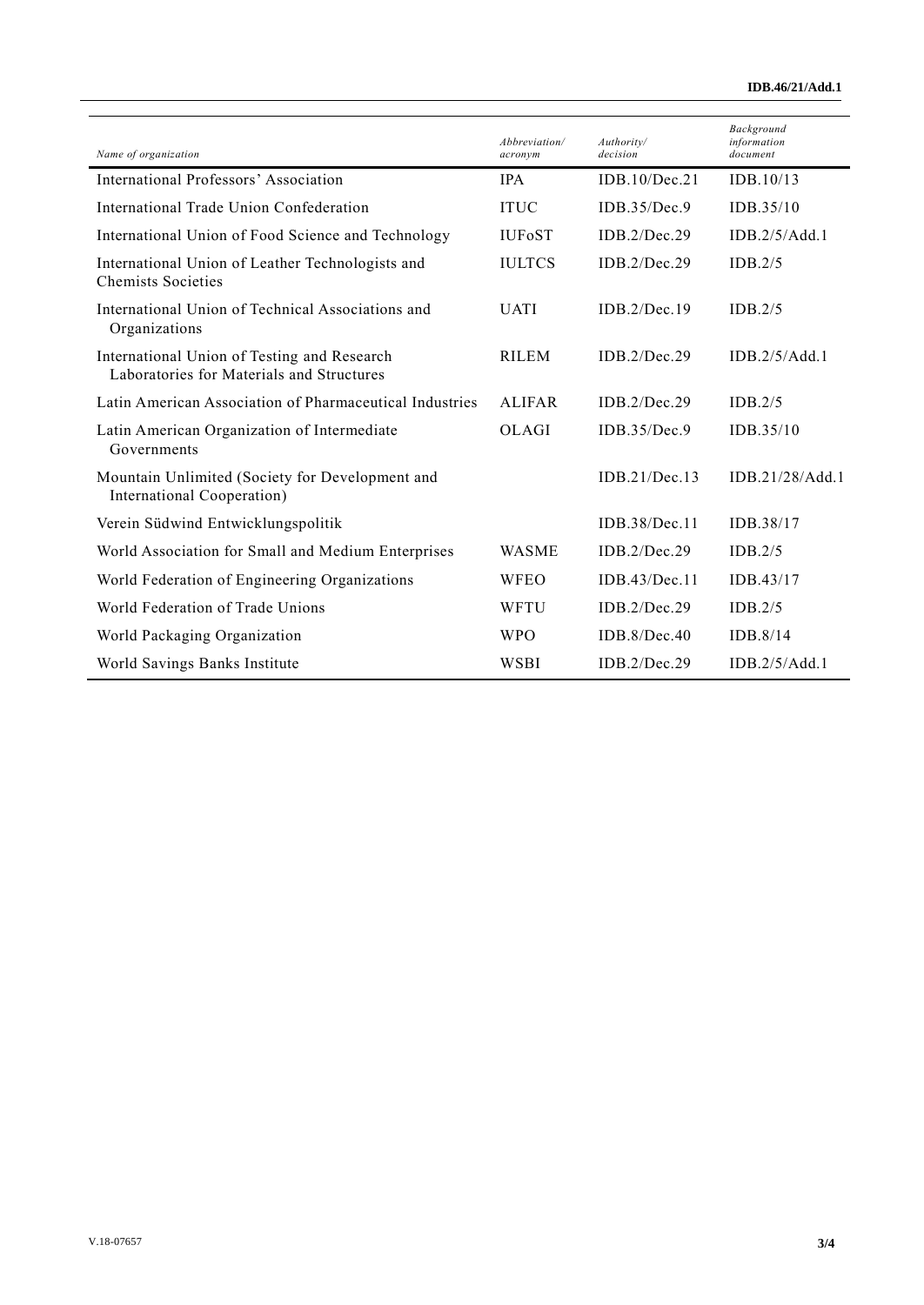| *Name of organization* | *Abbreviation/ acronym* | *Authority/ decision* | *Background information document* |
|---|---|---|---|
| International Professors' Association | IPA | IDB.10/Dec.21 | IDB.10/13 |
| International Trade Union Confederation | ITUC | IDB.35/Dec.9 | IDB.35/10 |
| International Union of Food Science and Technology | IUFoST | IDB.2/Dec.29 | IDB.2/5/Add.1 |
| International Union of Leather Technologists and Chemists Societies | IULTCS | IDB.2/Dec.29 | IDB.2/5 |
| International Union of Technical Associations and Organizations | UATI | IDB.2/Dec.19 | IDB.2/5 |
| International Union of Testing and Research Laboratories for Materials and Structures | RILEM | IDB.2/Dec.29 | IDB.2/5/Add.1 |
| Latin American Association of Pharmaceutical Industries | ALIFAR | IDB.2/Dec.29 | IDB.2/5 |
| Latin American Organization of Intermediate Governments | OLAGI | IDB.35/Dec.9 | IDB.35/10 |
| Mountain Unlimited (Society for Development and International Cooperation) | | IDB.21/Dec.13 | IDB.21/28/Add.1 |
| Verein Südwind Entwicklungspolitik | | IDB.38/Dec.11 | IDB.38/17 |
| World Association for Small and Medium Enterprises | WASME | IDB.2/Dec.29 | IDB.2/5 |
| World Federation of Engineering Organizations | WFEO | IDB.43/Dec.11 | IDB.43/17 |
| World Federation of Trade Unions | WFTU | IDB.2/Dec.29 | IDB.2/5 |
| World Packaging Organization | WPO | IDB.8/Dec.40 | IDB.8/14 |
| World Savings Banks Institute | WSBI | IDB.2/Dec.29 | IDB.2/5/Add.1 |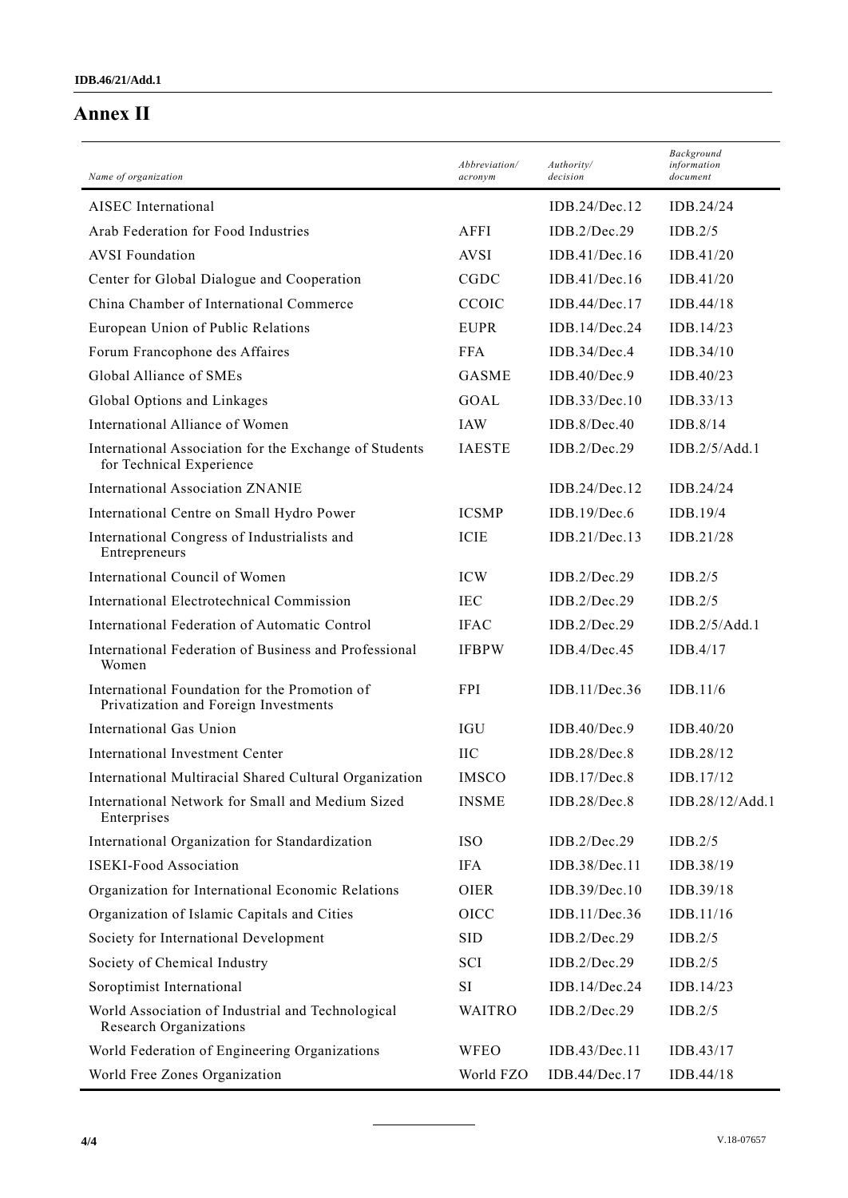# Annex II

| *Name of organization* | *Abbreviation/ acronym* | *Authority/ decision* | *Background information document* |
|---|---|---|---|
| AISEC International | | IDB.24/Dec.12 | IDB.24/24 |
| Arab Federation for Food Industries | AFFI | IDB.2/Dec.29 | IDB.2/5 |
| AVSI Foundation | AVSI | IDB.41/Dec.16 | IDB.41/20 |
| Center for Global Dialogue and Cooperation | CGDC | IDB.41/Dec.16 | IDB.41/20 |
| China Chamber of International Commerce | CCOIC | IDB.44/Dec.17 | IDB.44/18 |
| European Union of Public Relations | EUPR | IDB.14/Dec.24 | IDB.14/23 |
| Forum Francophone des Affaires | FFA | IDB.34/Dec.4 | IDB.34/10 |
| Global Alliance of SMEs | GASME | IDB.40/Dec.9 | IDB.40/23 |
| Global Options and Linkages | GOAL | IDB.33/Dec.10 | IDB.33/13 |
| International Alliance of Women | IAW | IDB.8/Dec.40 | IDB.8/14 |
| International Association for the Exchange of Students for Technical Experience | IAESTE | IDB.2/Dec.29 | IDB.2/5/Add.1 |
| International Association ZNANIE | | IDB.24/Dec.12 | IDB.24/24 |
| International Centre on Small Hydro Power | ICSMP | IDB.19/Dec.6 | IDB.19/4 |
| International Congress of Industrialists and Entrepreneurs | ICIE | IDB.21/Dec.13 | IDB.21/28 |
| International Council of Women | ICW | IDB.2/Dec.29 | IDB.2/5 |
| International Electrotechnical Commission | IEC | IDB.2/Dec.29 | IDB.2/5 |
| International Federation of Automatic Control | IFAC | IDB.2/Dec.29 | IDB.2/5/Add.1 |
| International Federation of Business and Professional Women | IFBPW | IDB.4/Dec.45 | IDB.4/17 |
| International Foundation for the Promotion of Privatization and Foreign Investments | FPI | IDB.11/Dec.36 | IDB.11/6 |
| International Gas Union | IGU | IDB.40/Dec.9 | IDB.40/20 |
| International Investment Center | IIC | IDB.28/Dec.8 | IDB.28/12 |
| International Multiracial Shared Cultural Organization | IMSCO | IDB.17/Dec.8 | IDB.17/12 |
| International Network for Small and Medium Sized Enterprises | INSME | IDB.28/Dec.8 | IDB.28/12/Add.1 |
| International Organization for Standardization | ISO | IDB.2/Dec.29 | IDB.2/5 |
| ISEKI-Food Association | IFA | IDB.38/Dec.11 | IDB.38/19 |
| Organization for International Economic Relations | OIER | IDB.39/Dec.10 | IDB.39/18 |
| Organization of Islamic Capitals and Cities | OICC | IDB.11/Dec.36 | IDB.11/16 |
| Society for International Development | SID | IDB.2/Dec.29 | IDB.2/5 |
| Society of Chemical Industry | SCI | IDB.2/Dec.29 | IDB.2/5 |
| Soroptimist International | SI | IDB.14/Dec.24 | IDB.14/23 |
| World Association of Industrial and Technological Research Organizations | WAITRO | IDB.2/Dec.29 | IDB.2/5 |
| World Federation of Engineering Organizations | WFEO | IDB.43/Dec.11 | IDB.43/17 |
| World Free Zones Organization | World FZO | IDB.44/Dec.17 | IDB.44/18 |